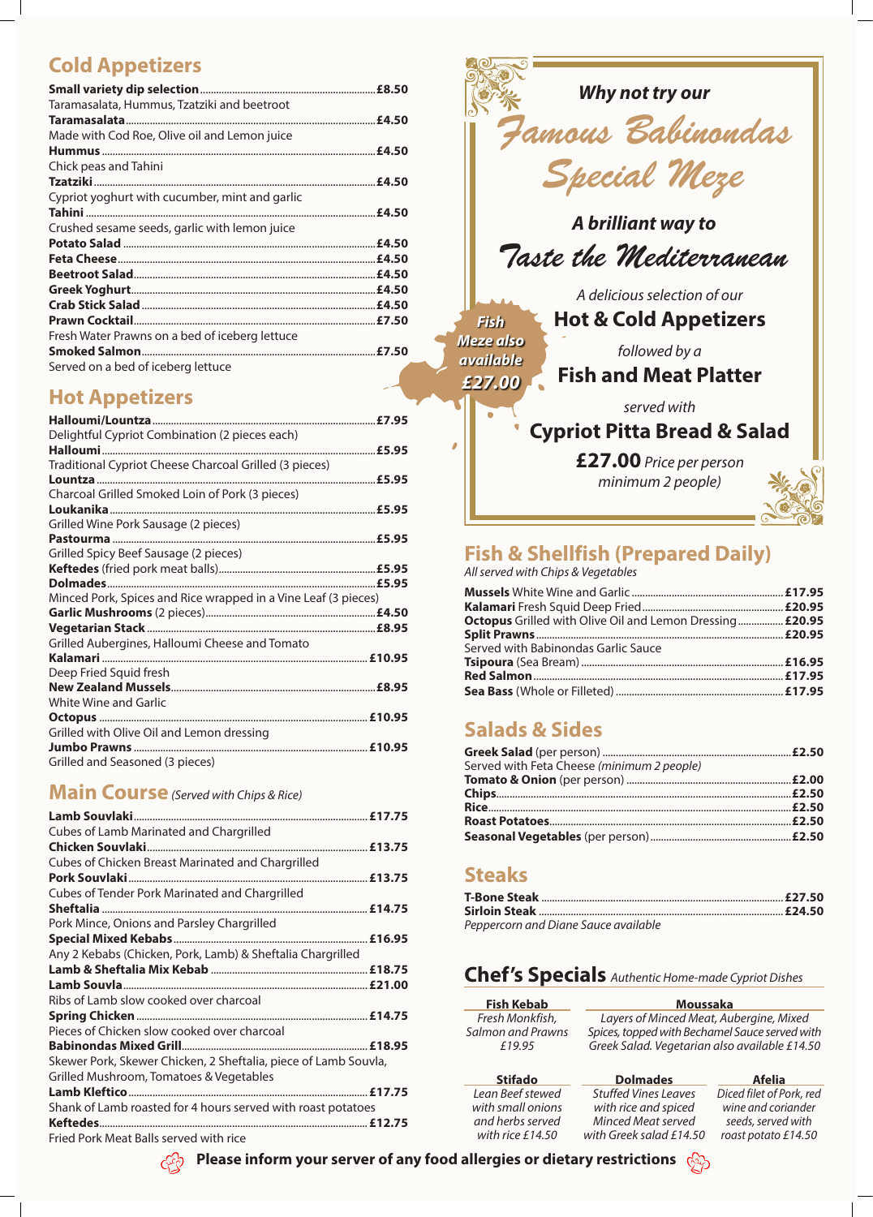## Cold Appetizers

**Small variety dip selection** ........ **£8.50**
Taramasalata, Hummus, Tzatziki and beetroot

**Taramasalata** ........ **£4.50**
Made with Cod Roe, Olive oil and Lemon juice

**Hummus** ........ **£4.50**
Chick peas and Tahini

**Tzatziki** ........ **£4.50**
Cypriot yoghurt with cucumber, mint and garlic

**Tahini** ........ **£4.50**
Crushed sesame seeds, garlic with lemon juice

**Potato Salad** ........ **£4.50**

**Feta Cheese** ........ **£4.50**

**Beetroot Salad** ........ **£4.50**

**Greek Yoghurt** ........ **£4.50**

**Crab Stick Salad** ........ **£4.50**

**Prawn Cocktail** ........ **£7.50**
Fresh Water Prawns on a bed of iceberg lettuce

**Smoked Salmon** ........ **£7.50**
Served on a bed of iceberg lettuce

## Hot Appetizers

**Halloumi/Lountza** ........ **£7.95**
Delightful Cypriot Combination (2 pieces each)

**Halloumi** ........ **£5.95**
Traditional Cypriot Cheese Charcoal Grilled (3 pieces)

**Lountza** ........ **£5.95**
Charcoal Grilled Smoked Loin of Pork (3 pieces)

**Loukanika** ........ **£5.95**
Grilled Wine Pork Sausage (2 pieces)

**Pastourma** ........ **£5.95**
Grilled Spicy Beef Sausage (2 pieces)

**Keftedes** (fried pork meat balls) ........ **£5.95**

**Dolmades** ........ **£5.95**
Minced Pork, Spices and Rice wrapped in a Vine Leaf (3 pieces)

**Garlic Mushrooms** (2 pieces) ........ **£4.50**

**Vegetarian Stack** ........ **£8.95**
Grilled Aubergines, Halloumi Cheese and Tomato

**Kalamari** ........ **£10.95**
Deep Fried Squid fresh

**New Zealand Mussels** ........ **£8.95**
White Wine and Garlic

**Octopus** ........ **£10.95**
Grilled with Olive Oil and Lemon dressing

**Jumbo Prawns** ........ **£10.95**
Grilled and Seasoned (3 pieces)

## Main Course *(Served with Chips & Rice)*

**Lamb Souvlaki** ........ **£17.75**
Cubes of Lamb Marinated and Chargrilled

**Chicken Souvlaki** ........ **£13.75**
Cubes of Chicken Breast Marinated and Chargrilled

**Pork Souvlaki** ........ **£13.75**
Cubes of Tender Pork Marinated and Chargrilled

**Sheftalia** ........ **£14.75**
Pork Mince, Onions and Parsley Chargrilled

**Special Mixed Kebabs** ........ **£16.95**
Any 2 Kebabs (Chicken, Pork, Lamb) & Sheftalia Chargrilled

**Lamb & Sheftalia Mix Kebab** ........ **£18.75**

**Lamb Souvla** ........ **£21.00**
Ribs of Lamb slow cooked over charcoal

**Spring Chicken** ........ **£14.75**
Pieces of Chicken slow cooked over charcoal

**Babinondas Mixed Grill** ........ **£18.95**
Skewer Pork, Skewer Chicken, 2 Sheftalia, piece of Lamb Souvla, Grilled Mushroom, Tomatoes & Vegetables

**Lamb Kleftico** ........ **£17.75**
Shank of Lamb roasted for 4 hours served with roast potatoes

**Keftedes** ........ **£12.75**
Fried Pork Meat Balls served with rice

***Why not try our***

# *Famous Babinondas Special Meze*

***A brilliant way to***

## *Taste the Mediterranean*

*A delicious selection of our*

**Hot & Cold Appetizers**

*followed by a*

**Fish and Meat Platter**

*served with*

**Cypriot Pitta Bread & Salad**

**£27.00** *Price per person minimum 2 people)*

***Fish Meze also available £27.00***

## Fish & Shellfish (Prepared Daily)

*All served with Chips & Vegetables*

**Mussels** White Wine and Garlic ........ **£17.95**

**Kalamari** Fresh Squid Deep Fried ........ **£20.95**

**Octopus** Grilled with Olive Oil and Lemon Dressing ........ **£20.95**

**Split Prawns** ........ **£20.95**
Served with Babinondas Garlic Sauce

**Tsipoura** (Sea Bream) ........ **£16.95**

**Red Salmon** ........ **£17.95**

**Sea Bass** (Whole or Filleted) ........ **£17.95**

## Salads & Sides

**Greek Salad** (per person) ........ **£2.50**
Served with Feta Cheese *(minimum 2 people)*

**Tomato & Onion** (per person) ........ **£2.00**

**Chips** ........ **£2.50**

**Rice** ........ **£2.50**

**Roast Potatoes** ........ **£2.50**

**Seasonal Vegetables** (per person) ........ **£2.50**

## Steaks

**T-Bone Steak** ........ **£27.50**

**Sirloin Steak** ........ **£24.50**

*Peppercorn and Diane Sauce available*

## Chef's Specials *Authentic Home-made Cypriot Dishes*

**Fish Kebab**
*Fresh Monkfish, Salmon and Prawns £19.95*

**Moussaka**
*Layers of Minced Meat, Aubergine, Mixed Spices, topped with Bechamel Sauce served with Greek Salad. Vegetarian also available £14.50*

**Stifado**
*Lean Beef stewed with small onions and herbs served with rice £14.50*

**Dolmades**
*Stuffed Vines Leaves with rice and spiced Minced Meat served with Greek salad £14.50*

**Afelia**
*Diced filet of Pork, red wine and coriander seeds, served with roast potato £14.50*

**Please inform your server of any food allergies or dietary restrictions**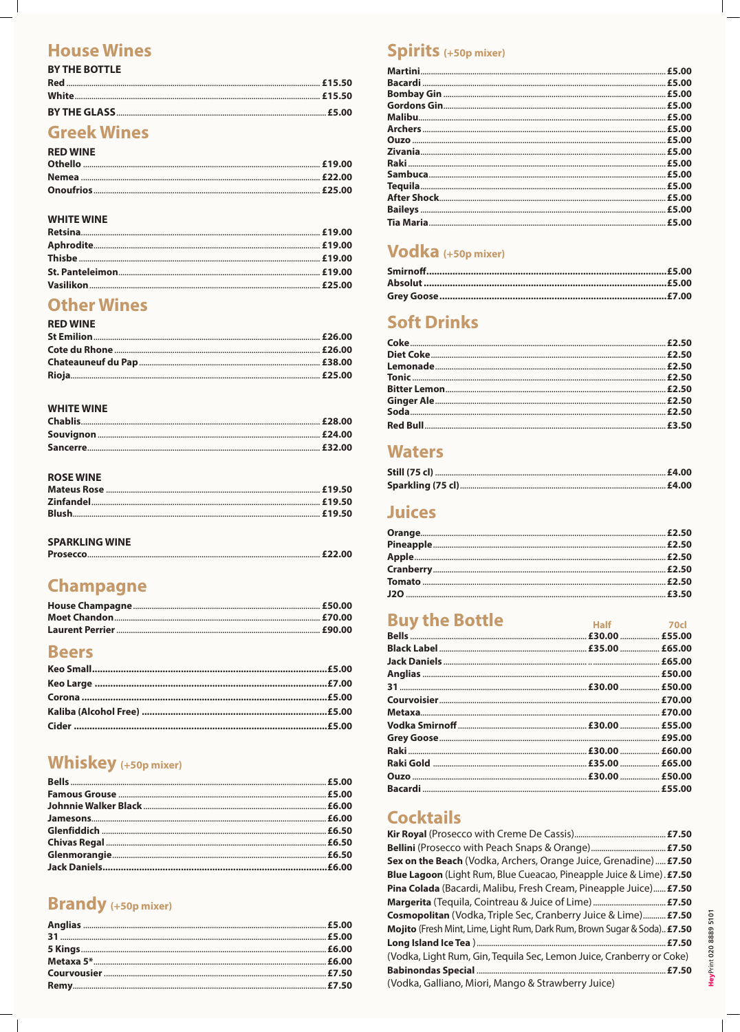## House Wines

**BY THE BOTTLE**

| | |
|---|---|
| Red | £15.50 |
| White | £15.50 |
| **BY THE GLASS** | £5.00 |

## Greek Wines

**RED WINE**

| | |
|---|---|
| Othello | £19.00 |
| Nemea | £22.00 |
| Onoufrios | £25.00 |

**WHITE WINE**

| | |
|---|---|
| Retsina | £19.00 |
| Aphrodite | £19.00 |
| Thisbe | £19.00 |
| St. Panteleimon | £19.00 |
| Vasilikon | £25.00 |

## Other Wines

**RED WINE**

| | |
|---|---|
| St Emilion | £26.00 |
| Cote du Rhone | £26.00 |
| Chateauneuf du Pap | £38.00 |
| Rioja | £25.00 |

**WHITE WINE**

| | |
|---|---|
| Chablis | £28.00 |
| Souvignon | £24.00 |
| Sancerre | £32.00 |

**ROSE WINE**

| | |
|---|---|
| Mateus Rose | £19.50 |
| Zinfandel | £19.50 |
| Blush | £19.50 |

**SPARKLING WINE**

| | |
|---|---|
| Prosecco | £22.00 |

## Champagne

| | |
|---|---|
| House Champagne | £50.00 |
| Moet Chandon | £70.00 |
| Laurent Perrier | £90.00 |

## Beers

| | |
|---|---|
| Keo Small | £5.00 |
| Keo Large | £7.00 |
| Corona | £5.00 |
| Kaliba (Alcohol Free) | £5.00 |
| Cider | £5.00 |

## Whiskey (+50p mixer)

| | |
|---|---|
| Bells | £5.00 |
| Famous Grouse | £5.00 |
| Johnnie Walker Black | £6.00 |
| Jamesons | £6.00 |
| Glenfiddich | £6.50 |
| Chivas Regal | £6.50 |
| Glenmorangie | £6.50 |
| Jack Daniels | £6.00 |

## Brandy (+50p mixer)

| | |
|---|---|
| Anglias | £5.00 |
| 31 | £5.00 |
| 5 Kings | £6.00 |
| Metaxa 5* | £6.00 |
| Courvousier | £7.50 |
| Remy | £7.50 |

## Spirits (+50p mixer)

| | |
|---|---|
| Martini | £5.00 |
| Bacardi | £5.00 |
| Bombay Gin | £5.00 |
| Gordons Gin | £5.00 |
| Malibu | £5.00 |
| Archers | £5.00 |
| Ouzo | £5.00 |
| Zivania | £5.00 |
| Raki | £5.00 |
| Sambuca | £5.00 |
| Tequila | £5.00 |
| After Shock | £5.00 |
| Baileys | £5.00 |
| Tia Maria | £5.00 |

## Vodka (+50p mixer)

| | |
|---|---|
| Smirnoff | £5.00 |
| Absolut | £5.00 |
| Grey Goose | £7.00 |

## Soft Drinks

| | |
|---|---|
| Coke | £2.50 |
| Diet Coke | £2.50 |
| Lemonade | £2.50 |
| Tonic | £2.50 |
| Bitter Lemon | £2.50 |
| Ginger Ale | £2.50 |
| Soda | £2.50 |
| Red Bull | £3.50 |

## Waters

| | |
|---|---|
| Still (75 cl) | £4.00 |
| Sparkling (75 cl) | £4.00 |

## Juices

| | |
|---|---|
| Orange | £2.50 |
| Pineapple | £2.50 |
| Apple | £2.50 |
| Cranberry | £2.50 |
| Tomato | £2.50 |
| J2O | £3.50 |

## Buy the Bottle

| | Half | 70cl |
|---|---|---|
| Bells | £30.00 | £55.00 |
| Black Label | £35.00 | £65.00 |
| Jack Daniels | | £65.00 |
| Anglias | | £50.00 |
| 31 | £30.00 | £50.00 |
| Courvoisier | | £70.00 |
| Metaxa | | £70.00 |
| Vodka Smirnoff | £30.00 | £55.00 |
| Grey Goose | | £95.00 |
| Raki | £30.00 | £60.00 |
| Raki Gold | £35.00 | £65.00 |
| Ouzo | £30.00 | £50.00 |
| Bacardi | | £55.00 |

## Cocktails

| | |
|---|---|
| **Kir Royal** (Prosecco with Creme De Cassis) | £7.50 |
| **Bellini** (Prosecco with Peach Snaps & Orange) | £7.50 |
| **Sex on the Beach** (Vodka, Archers, Orange Juice, Grenadine) | £7.50 |
| **Blue Lagoon** (Light Rum, Blue Cueacao, Pineapple Juice & Lime) | £7.50 |
| **Pina Colada** (Bacardi, Malibu, Fresh Cream, Pineapple Juice) | £7.50 |
| **Margerita** (Tequila, Cointreau & Juice of Lime) | £7.50 |
| **Cosmopolitan** (Vodka, Triple Sec, Cranberry Juice & Lime) | £7.50 |
| **Mojito** (Fresh Mint, Lime, Light Rum, Dark Rum, Brown Sugar & Soda) | £7.50 |
| **Long Island Ice Tea** ) (Vodka, Light Rum, Gin, Tequila Sec, Lemon Juice, Cranberry or Coke) | £7.50 |
| **Babinondas Special** (Vodka, Galliano, Miori, Mango & Strawberry Juice) | £7.50 |

HeyPrint 020 8889 5101